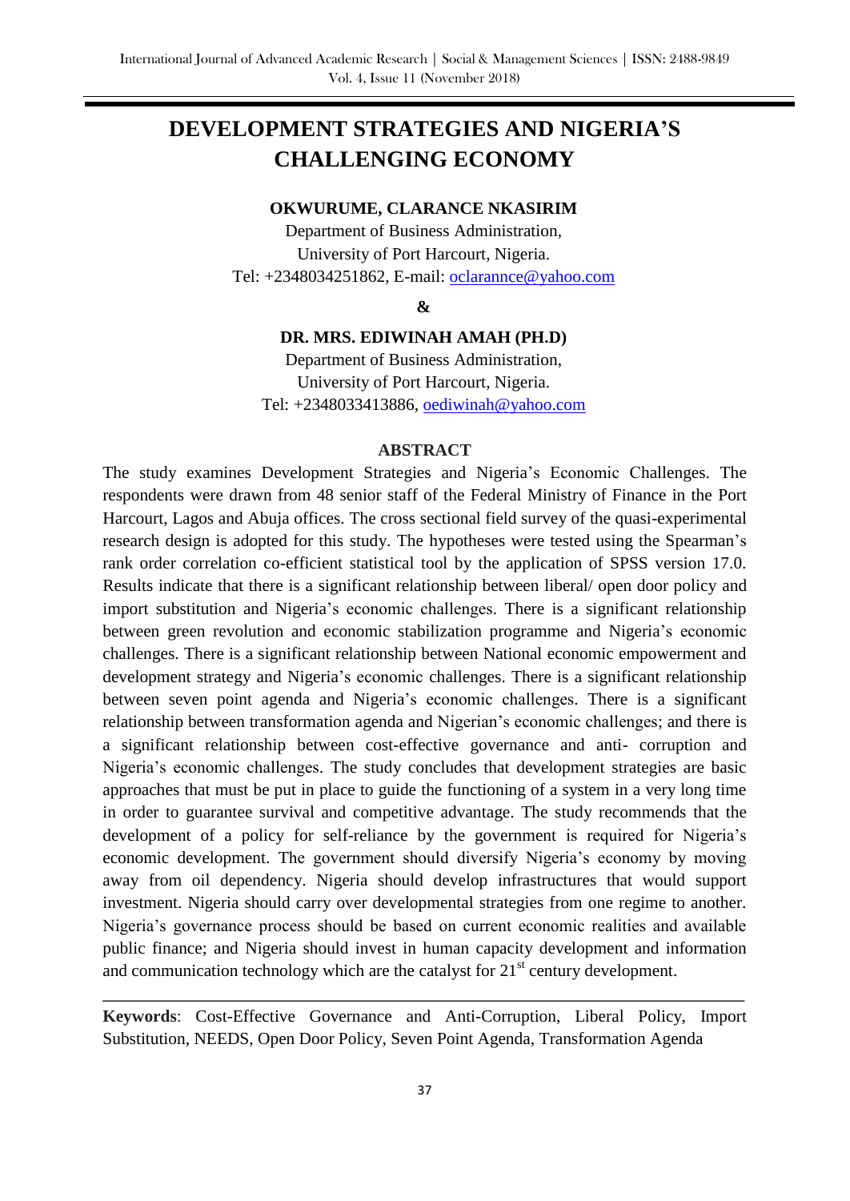# DEVELOPMENT STRATEGIES AND NIGERIA'S CHALLENGING ECONOMY

**OKWURUME, CLARANCE NKASIRIM**

Department of Business Administration,
University of Port Harcourt, Nigeria.
Tel: +2348034251862, E-mail: oclarannce@yahoo.com

**&**

**DR. MRS. EDIWINAH AMAH (PH.D)**

Department of Business Administration,
University of Port Harcourt, Nigeria.
Tel: +2348033413886, oediwinah@yahoo.com

## ABSTRACT

The study examines Development Strategies and Nigeria's Economic Challenges. The respondents were drawn from 48 senior staff of the Federal Ministry of Finance in the Port Harcourt, Lagos and Abuja offices. The cross sectional field survey of the quasi-experimental research design is adopted for this study. The hypotheses were tested using the Spearman's rank order correlation co-efficient statistical tool by the application of SPSS version 17.0. Results indicate that there is a significant relationship between liberal/ open door policy and import substitution and Nigeria's economic challenges. There is a significant relationship between green revolution and economic stabilization programme and Nigeria's economic challenges. There is a significant relationship between National economic empowerment and development strategy and Nigeria's economic challenges. There is a significant relationship between seven point agenda and Nigeria's economic challenges. There is a significant relationship between transformation agenda and Nigerian's economic challenges; and there is a significant relationship between cost-effective governance and anti- corruption and Nigeria's economic challenges. The study concludes that development strategies are basic approaches that must be put in place to guide the functioning of a system in a very long time in order to guarantee survival and competitive advantage. The study recommends that the development of a policy for self-reliance by the government is required for Nigeria's economic development. The government should diversify Nigeria's economy by moving away from oil dependency. Nigeria should develop infrastructures that would support investment. Nigeria should carry over developmental strategies from one regime to another. Nigeria's governance process should be based on current economic realities and available public finance; and Nigeria should invest in human capacity development and information and communication technology which are the catalyst for 21st century development.

**Keywords**: Cost-Effective Governance and Anti-Corruption, Liberal Policy, Import Substitution, NEEDS, Open Door Policy, Seven Point Agenda, Transformation Agenda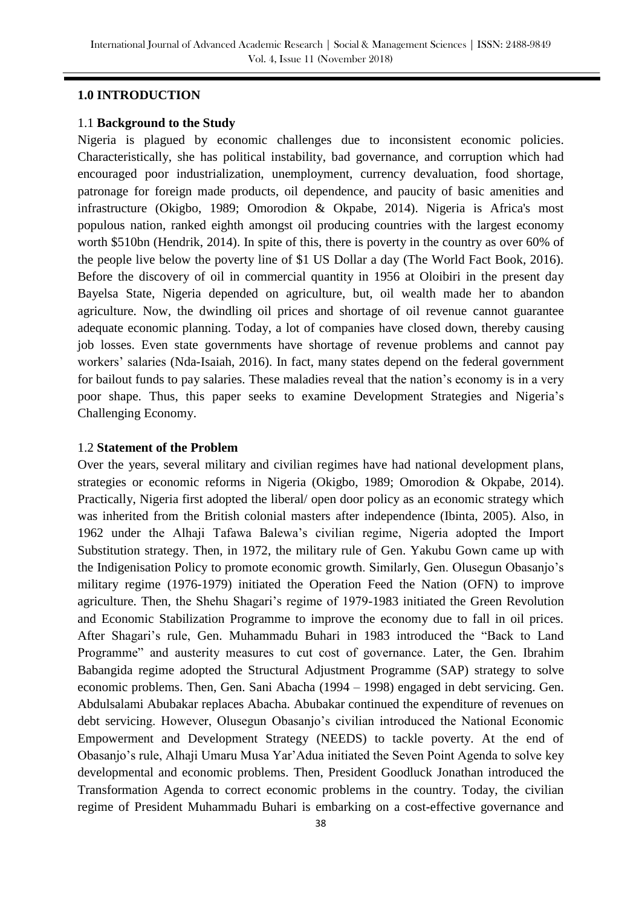## 1.0 INTRODUCTION

### 1.1 **Background to the Study**

Nigeria is plagued by economic challenges due to inconsistent economic policies. Characteristically, she has political instability, bad governance, and corruption which had encouraged poor industrialization, unemployment, currency devaluation, food shortage, patronage for foreign made products, oil dependence, and paucity of basic amenities and infrastructure (Okigbo, 1989; Omorodion & Okpabe, 2014). Nigeria is Africa's most populous nation, ranked eighth amongst oil producing countries with the largest economy worth $510bn (Hendrik, 2014). In spite of this, there is poverty in the country as over 60% of the people live below the poverty line of $1 US Dollar a day (The World Fact Book, 2016). Before the discovery of oil in commercial quantity in 1956 at Oloibiri in the present day Bayelsa State, Nigeria depended on agriculture, but, oil wealth made her to abandon agriculture. Now, the dwindling oil prices and shortage of oil revenue cannot guarantee adequate economic planning. Today, a lot of companies have closed down, thereby causing job losses. Even state governments have shortage of revenue problems and cannot pay workers' salaries (Nda-Isaiah, 2016). In fact, many states depend on the federal government for bailout funds to pay salaries. These maladies reveal that the nation's economy is in a very poor shape. Thus, this paper seeks to examine Development Strategies and Nigeria's Challenging Economy.

### 1.2 **Statement of the Problem**

Over the years, several military and civilian regimes have had national development plans, strategies or economic reforms in Nigeria (Okigbo, 1989; Omorodion & Okpabe, 2014). Practically, Nigeria first adopted the liberal/ open door policy as an economic strategy which was inherited from the British colonial masters after independence (Ibinta, 2005). Also, in 1962 under the Alhaji Tafawa Balewa's civilian regime, Nigeria adopted the Import Substitution strategy. Then, in 1972, the military rule of Gen. Yakubu Gown came up with the Indigenisation Policy to promote economic growth. Similarly, Gen. Olusegun Obasanjo's military regime (1976-1979) initiated the Operation Feed the Nation (OFN) to improve agriculture. Then, the Shehu Shagari's regime of 1979-1983 initiated the Green Revolution and Economic Stabilization Programme to improve the economy due to fall in oil prices. After Shagari's rule, Gen. Muhammadu Buhari in 1983 introduced the "Back to Land Programme" and austerity measures to cut cost of governance. Later, the Gen. Ibrahim Babangida regime adopted the Structural Adjustment Programme (SAP) strategy to solve economic problems. Then, Gen. Sani Abacha (1994 – 1998) engaged in debt servicing. Gen. Abdulsalami Abubakar replaces Abacha. Abubakar continued the expenditure of revenues on debt servicing. However, Olusegun Obasanjo's civilian introduced the National Economic Empowerment and Development Strategy (NEEDS) to tackle poverty. At the end of Obasanjo's rule, Alhaji Umaru Musa Yar'Adua initiated the Seven Point Agenda to solve key developmental and economic problems. Then, President Goodluck Jonathan introduced the Transformation Agenda to correct economic problems in the country. Today, the civilian regime of President Muhammadu Buhari is embarking on a cost-effective governance and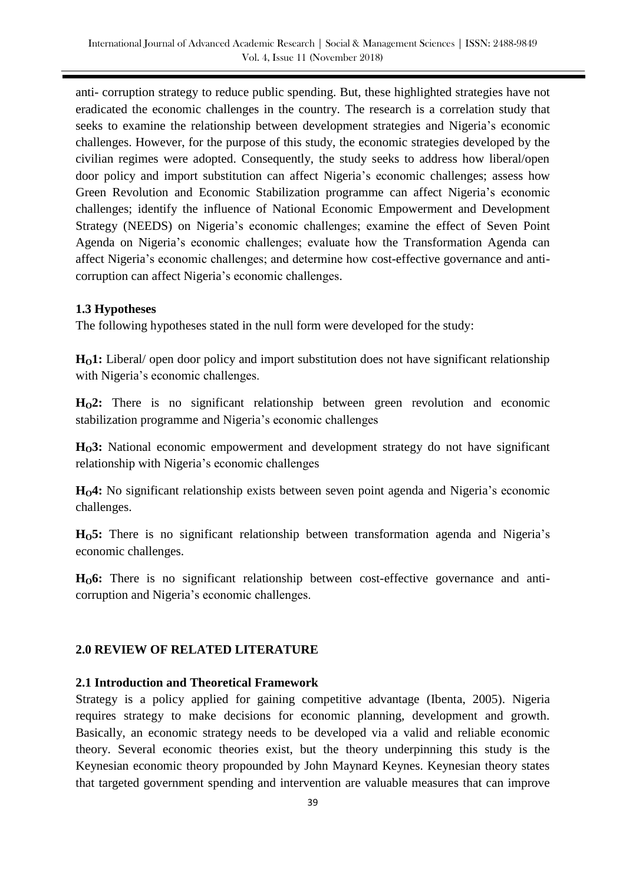anti- corruption strategy to reduce public spending. But, these highlighted strategies have not eradicated the economic challenges in the country. The research is a correlation study that seeks to examine the relationship between development strategies and Nigeria's economic challenges. However, for the purpose of this study, the economic strategies developed by the civilian regimes were adopted. Consequently, the study seeks to address how liberal/open door policy and import substitution can affect Nigeria's economic challenges; assess how Green Revolution and Economic Stabilization programme can affect Nigeria's economic challenges; identify the influence of National Economic Empowerment and Development Strategy (NEEDS) on Nigeria's economic challenges; examine the effect of Seven Point Agenda on Nigeria's economic challenges; evaluate how the Transformation Agenda can affect Nigeria's economic challenges; and determine how cost-effective governance and anti-corruption can affect Nigeria's economic challenges.

### 1.3 Hypotheses

The following hypotheses stated in the null form were developed for the study:

**$H_O$1:** Liberal/ open door policy and import substitution does not have significant relationship with Nigeria's economic challenges.

**$H_O$2:** There is no significant relationship between green revolution and economic stabilization programme and Nigeria's economic challenges

**$H_O$3:** National economic empowerment and development strategy do not have significant relationship with Nigeria's economic challenges

**$H_O$4:** No significant relationship exists between seven point agenda and Nigeria's economic challenges.

**$H_O$5:** There is no significant relationship between transformation agenda and Nigeria's economic challenges.

**$H_O$6:** There is no significant relationship between cost-effective governance and anti-corruption and Nigeria's economic challenges.

## 2.0 REVIEW OF RELATED LITERATURE

### 2.1 Introduction and Theoretical Framework

Strategy is a policy applied for gaining competitive advantage (Ibenta, 2005). Nigeria requires strategy to make decisions for economic planning, development and growth. Basically, an economic strategy needs to be developed via a valid and reliable economic theory. Several economic theories exist, but the theory underpinning this study is the Keynesian economic theory propounded by John Maynard Keynes. Keynesian theory states that targeted government spending and intervention are valuable measures that can improve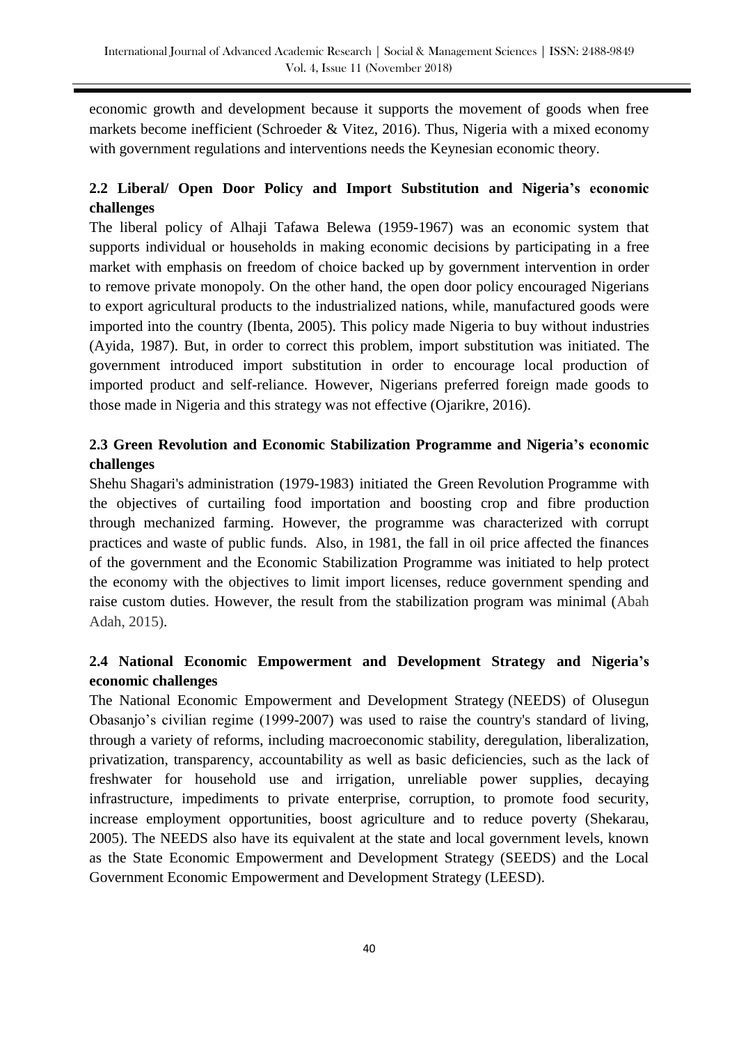economic growth and development because it supports the movement of goods when free markets become inefficient (Schroeder & Vitez, 2016). Thus, Nigeria with a mixed economy with government regulations and interventions needs the Keynesian economic theory.

### 2.2 Liberal/ Open Door Policy and Import Substitution and Nigeria's economic challenges

The liberal policy of Alhaji Tafawa Belewa (1959-1967) was an economic system that supports individual or households in making economic decisions by participating in a free market with emphasis on freedom of choice backed up by government intervention in order to remove private monopoly. On the other hand, the open door policy encouraged Nigerians to export agricultural products to the industrialized nations, while, manufactured goods were imported into the country (Ibenta, 2005). This policy made Nigeria to buy without industries (Ayida, 1987). But, in order to correct this problem, import substitution was initiated. The government introduced import substitution in order to encourage local production of imported product and self-reliance. However, Nigerians preferred foreign made goods to those made in Nigeria and this strategy was not effective (Ojarikre, 2016).

### 2.3 Green Revolution and Economic Stabilization Programme and Nigeria's economic challenges

Shehu Shagari's administration (1979-1983) initiated the Green Revolution Programme with the objectives of curtailing food importation and boosting crop and fibre production through mechanized farming. However, the programme was characterized with corrupt practices and waste of public funds. Also, in 1981, the fall in oil price affected the finances of the government and the Economic Stabilization Programme was initiated to help protect the economy with the objectives to limit import licenses, reduce government spending and raise custom duties. However, the result from the stabilization program was minimal (Abah Adah, 2015).

### 2.4 National Economic Empowerment and Development Strategy and Nigeria's economic challenges

The National Economic Empowerment and Development Strategy (NEEDS) of Olusegun Obasanjo's civilian regime (1999-2007) was used to raise the country's standard of living, through a variety of reforms, including macroeconomic stability, deregulation, liberalization, privatization, transparency, accountability as well as basic deficiencies, such as the lack of freshwater for household use and irrigation, unreliable power supplies, decaying infrastructure, impediments to private enterprise, corruption, to promote food security, increase employment opportunities, boost agriculture and to reduce poverty (Shekarau, 2005). The NEEDS also have its equivalent at the state and local government levels, known as the State Economic Empowerment and Development Strategy (SEEDS) and the Local Government Economic Empowerment and Development Strategy (LEESD).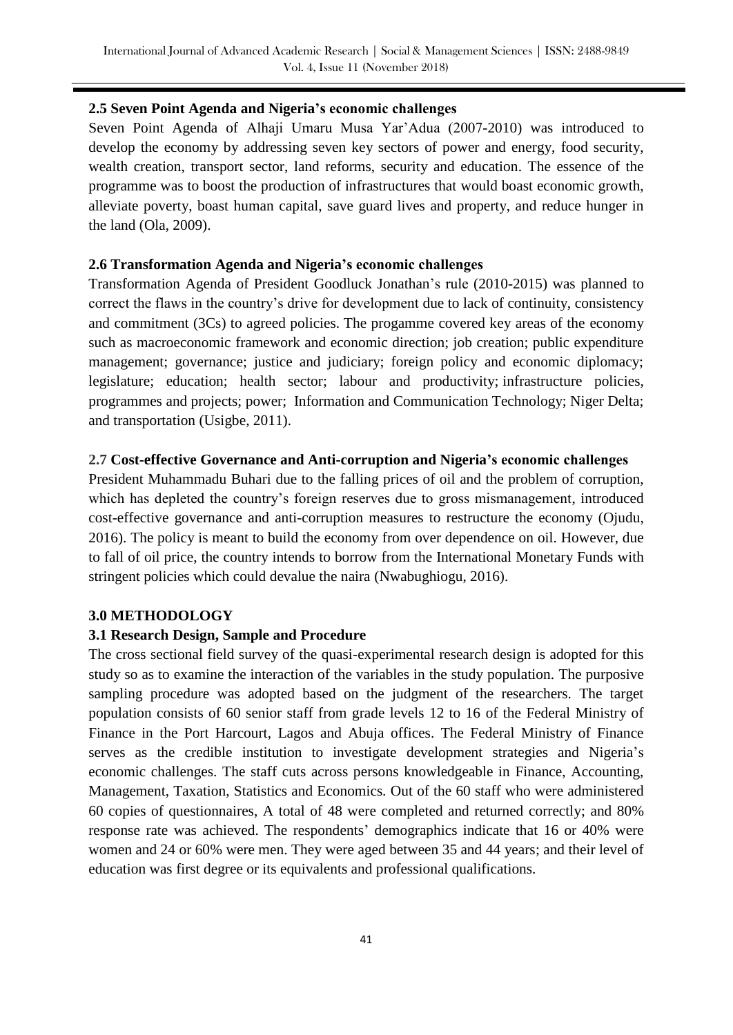## 2.5 Seven Point Agenda and Nigeria's economic challenges

Seven Point Agenda of Alhaji Umaru Musa Yar'Adua (2007-2010) was introduced to develop the economy by addressing seven key sectors of power and energy, food security, wealth creation, transport sector, land reforms, security and education. The essence of the programme was to boost the production of infrastructures that would boast economic growth, alleviate poverty, boast human capital, save guard lives and property, and reduce hunger in the land (Ola, 2009).

## 2.6 Transformation Agenda and Nigeria's economic challenges

Transformation Agenda of President Goodluck Jonathan's rule (2010-2015) was planned to correct the flaws in the country's drive for development due to lack of continuity, consistency and commitment (3Cs) to agreed policies. The progamme covered key areas of the economy such as macroeconomic framework and economic direction; job creation; public expenditure management; governance; justice and judiciary; foreign policy and economic diplomacy; legislature; education; health sector; labour and productivity; infrastructure policies, programmes and projects; power; Information and Communication Technology; Niger Delta; and transportation (Usigbe, 2011).

## 2.7 Cost-effective Governance and Anti-corruption and Nigeria's economic challenges

President Muhammadu Buhari due to the falling prices of oil and the problem of corruption, which has depleted the country's foreign reserves due to gross mismanagement, introduced cost-effective governance and anti-corruption measures to restructure the economy (Ojudu, 2016). The policy is meant to build the economy from over dependence on oil. However, due to fall of oil price, the country intends to borrow from the International Monetary Funds with stringent policies which could devalue the naira (Nwabughiogu, 2016).

# 3.0 METHODOLOGY

## 3.1 Research Design, Sample and Procedure

The cross sectional field survey of the quasi-experimental research design is adopted for this study so as to examine the interaction of the variables in the study population. The purposive sampling procedure was adopted based on the judgment of the researchers. The target population consists of 60 senior staff from grade levels 12 to 16 of the Federal Ministry of Finance in the Port Harcourt, Lagos and Abuja offices. The Federal Ministry of Finance serves as the credible institution to investigate development strategies and Nigeria's economic challenges. The staff cuts across persons knowledgeable in Finance, Accounting, Management, Taxation, Statistics and Economics. Out of the 60 staff who were administered 60 copies of questionnaires, A total of 48 were completed and returned correctly; and 80% response rate was achieved. The respondents' demographics indicate that 16 or 40% were women and 24 or 60% were men. They were aged between 35 and 44 years; and their level of education was first degree or its equivalents and professional qualifications.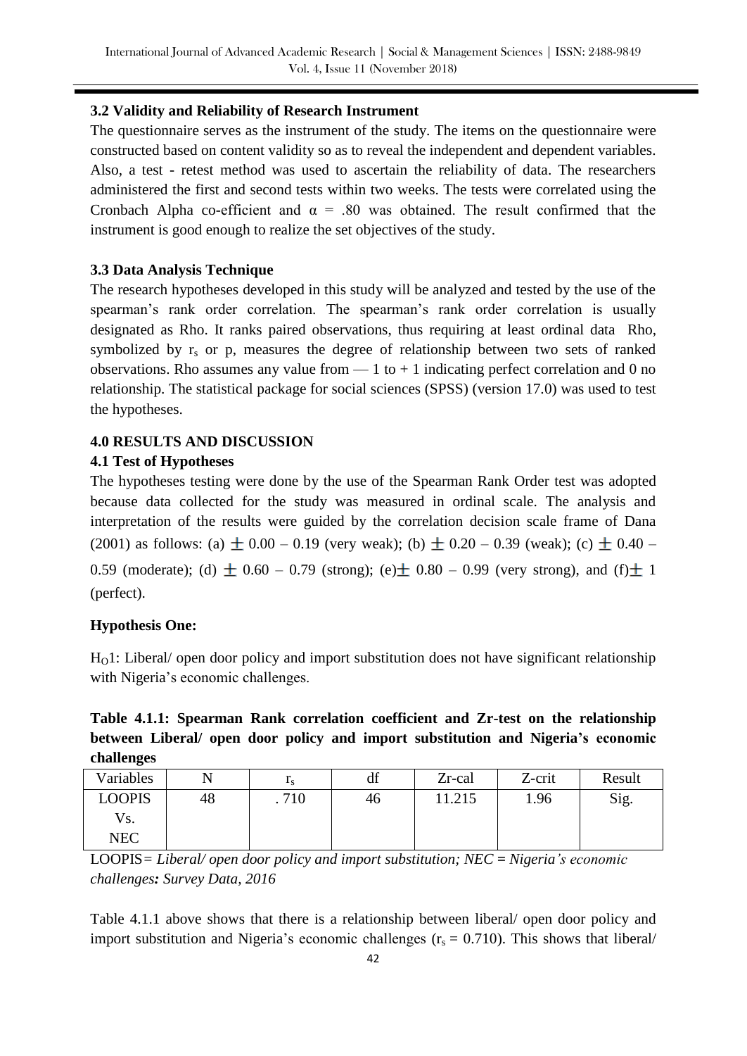### 3.2 Validity and Reliability of Research Instrument

The questionnaire serves as the instrument of the study. The items on the questionnaire were constructed based on content validity so as to reveal the independent and dependent variables. Also, a test - retest method was used to ascertain the reliability of data. The researchers administered the first and second tests within two weeks. The tests were correlated using the Cronbach Alpha co-efficient and $\alpha$ = .80 was obtained. The result confirmed that the instrument is good enough to realize the set objectives of the study.

### 3.3 Data Analysis Technique

The research hypotheses developed in this study will be analyzed and tested by the use of the spearman's rank order correlation. The spearman's rank order correlation is usually designated as Rho. It ranks paired observations, thus requiring at least ordinal data Rho, symbolized by $r_s$ or p, measures the degree of relationship between two sets of ranked observations. Rho assumes any value from — 1 to + 1 indicating perfect correlation and 0 no relationship. The statistical package for social sciences (SPSS) (version 17.0) was used to test the hypotheses.

## 4.0 RESULTS AND DISCUSSION

### 4.1 Test of Hypotheses

The hypotheses testing were done by the use of the Spearman Rank Order test was adopted because data collected for the study was measured in ordinal scale. The analysis and interpretation of the results were guided by the correlation decision scale frame of Dana (2001) as follows: (a) $\pm$ 0.00 – 0.19 (very weak); (b) $\pm$ 0.20 – 0.39 (weak); (c) $\pm$ 0.40 – 0.59 (moderate); (d) $\pm$ 0.60 – 0.79 (strong); (e)$\pm$ 0.80 – 0.99 (very strong), and (f)$\pm$ 1 (perfect).

**Hypothesis One:**

$H_O1$: Liberal/ open door policy and import substitution does not have significant relationship with Nigeria's economic challenges.

**Table 4.1.1: Spearman Rank correlation coefficient and Zr-test on the relationship between Liberal/ open door policy and import substitution and Nigeria's economic challenges**

| Variables | N | $r_s$ | df | Zr-cal | Z-crit | Result |
|---|---|---|---|---|---|---|
| LOOPIS Vs. NEC | 48 | . 710 | 46 | 11.215 | 1.96 | Sig. |

LOOPIS*= Liberal/ open door policy and import substitution; NEC = Nigeria's economic challenges: Survey Data, 2016*

Table 4.1.1 above shows that there is a relationship between liberal/ open door policy and import substitution and Nigeria's economic challenges ($r_s$ = 0.710). This shows that liberal/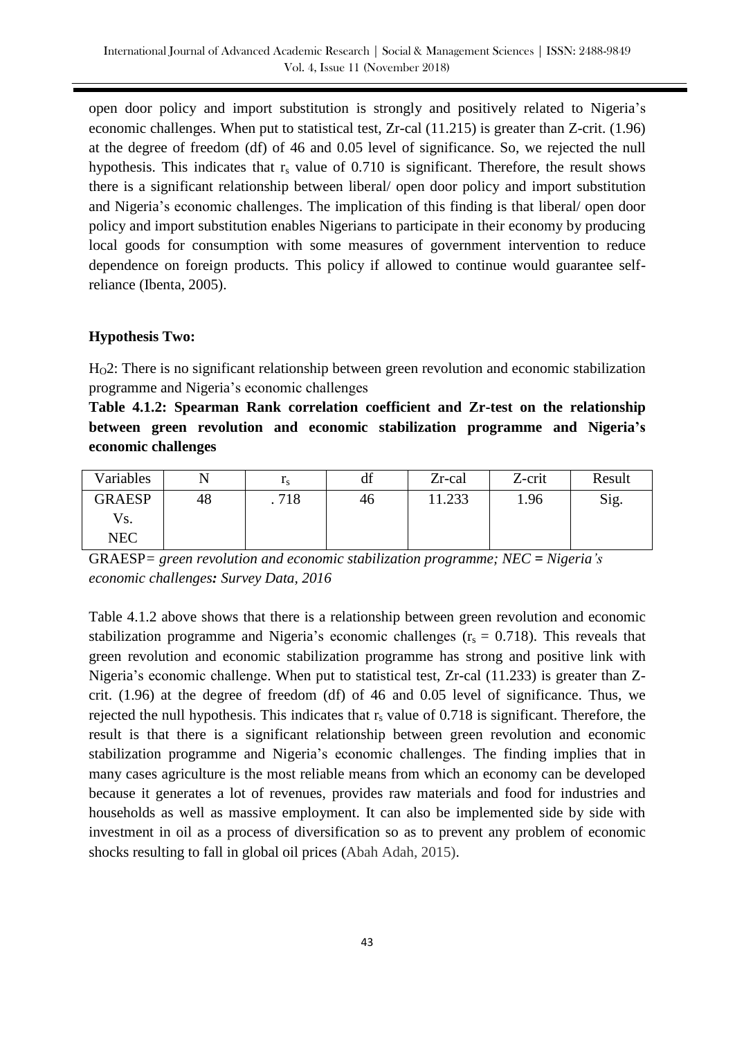open door policy and import substitution is strongly and positively related to Nigeria's economic challenges. When put to statistical test, Zr-cal (11.215) is greater than Z-crit. (1.96) at the degree of freedom (df) of 46 and 0.05 level of significance. So, we rejected the null hypothesis. This indicates that $r_s$ value of 0.710 is significant. Therefore, the result shows there is a significant relationship between liberal/ open door policy and import substitution and Nigeria's economic challenges. The implication of this finding is that liberal/ open door policy and import substitution enables Nigerians to participate in their economy by producing local goods for consumption with some measures of government intervention to reduce dependence on foreign products. This policy if allowed to continue would guarantee self-reliance (Ibenta, 2005).

**Hypothesis Two:**

$H_O2$: There is no significant relationship between green revolution and economic stabilization programme and Nigeria's economic challenges

**Table 4.1.2: Spearman Rank correlation coefficient and Zr-test on the relationship between green revolution and economic stabilization programme and Nigeria's economic challenges**

| Variables | N | $r_s$ | df | Zr-cal | Z-crit | Result |
|---|---|---|---|---|---|---|
| GRAESP Vs. NEC | 48 | . 718 | 46 | 11.233 | 1.96 | Sig. |

GRAESP*= green revolution and economic stabilization programme; NEC* **=** *Nigeria's economic challenges***:** *Survey Data, 2016*

Table 4.1.2 above shows that there is a relationship between green revolution and economic stabilization programme and Nigeria's economic challenges ($r_s$ = 0.718). This reveals that green revolution and economic stabilization programme has strong and positive link with Nigeria's economic challenge. When put to statistical test, Zr-cal (11.233) is greater than Z-crit. (1.96) at the degree of freedom (df) of 46 and 0.05 level of significance. Thus, we rejected the null hypothesis. This indicates that $r_s$ value of 0.718 is significant. Therefore, the result is that there is a significant relationship between green revolution and economic stabilization programme and Nigeria's economic challenges. The finding implies that in many cases agriculture is the most reliable means from which an economy can be developed because it generates a lot of revenues, provides raw materials and food for industries and households as well as massive employment. It can also be implemented side by side with investment in oil as a process of diversification so as to prevent any problem of economic shocks resulting to fall in global oil prices (Abah Adah, 2015).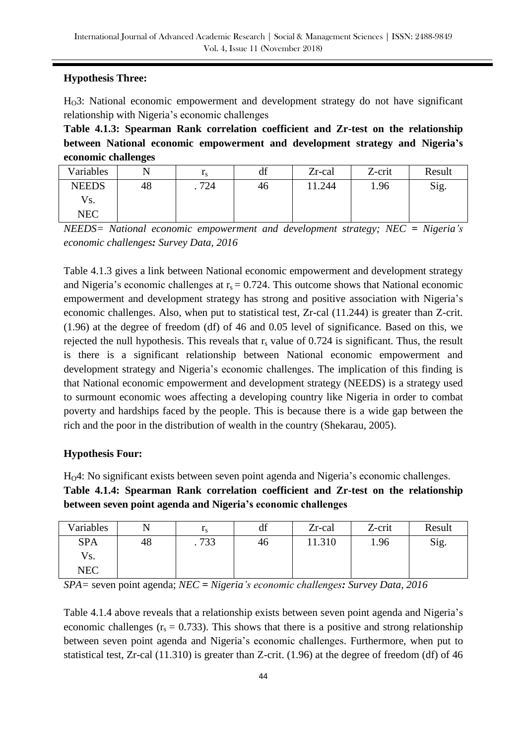**Hypothesis Three:**

$H_O3$: National economic empowerment and development strategy do not have significant relationship with Nigeria's economic challenges

**Table 4.1.3: Spearman Rank correlation coefficient and Zr-test on the relationship between National economic empowerment and development strategy and Nigeria's economic challenges**

| Variables | N | $r_s$ | df | Zr-cal | Z-crit | Result |
|---|---|---|---|---|---|---|
| NEEDS Vs. NEC | 48 | . 724 | 46 | 11.244 | 1.96 | Sig. |

*NEEDS= National economic empowerment and development strategy; NEC = Nigeria's economic challenges: Survey Data, 2016*

Table 4.1.3 gives a link between National economic empowerment and development strategy and Nigeria's economic challenges at $r_s = 0.724$. This outcome shows that National economic empowerment and development strategy has strong and positive association with Nigeria's economic challenges. Also, when put to statistical test, Zr-cal (11.244) is greater than Z-crit. (1.96) at the degree of freedom (df) of 46 and 0.05 level of significance. Based on this, we rejected the null hypothesis. This reveals that $r_s$ value of 0.724 is significant. Thus, the result is there is a significant relationship between National economic empowerment and development strategy and Nigeria's economic challenges. The implication of this finding is that National economic empowerment and development strategy (NEEDS) is a strategy used to surmount economic woes affecting a developing country like Nigeria in order to combat poverty and hardships faced by the people. This is because there is a wide gap between the rich and the poor in the distribution of wealth in the country (Shekarau, 2005).

**Hypothesis Four:**

$H_O4$: No significant exists between seven point agenda and Nigeria's economic challenges.

**Table 4.1.4: Spearman Rank correlation coefficient and Zr-test on the relationship between seven point agenda and Nigeria's economic challenges**

| Variables | N | $r_s$ | df | Zr-cal | Z-crit | Result |
|---|---|---|---|---|---|---|
| SPA Vs. NEC | 48 | . 733 | 46 | 11.310 | 1.96 | Sig. |

*SPA=* seven point agenda; *NEC = Nigeria's economic challenges: Survey Data, 2016*

Table 4.1.4 above reveals that a relationship exists between seven point agenda and Nigeria's economic challenges ($r_s = 0.733$). This shows that there is a positive and strong relationship between seven point agenda and Nigeria's economic challenges. Furthermore, when put to statistical test, Zr-cal (11.310) is greater than Z-crit. (1.96) at the degree of freedom (df) of 46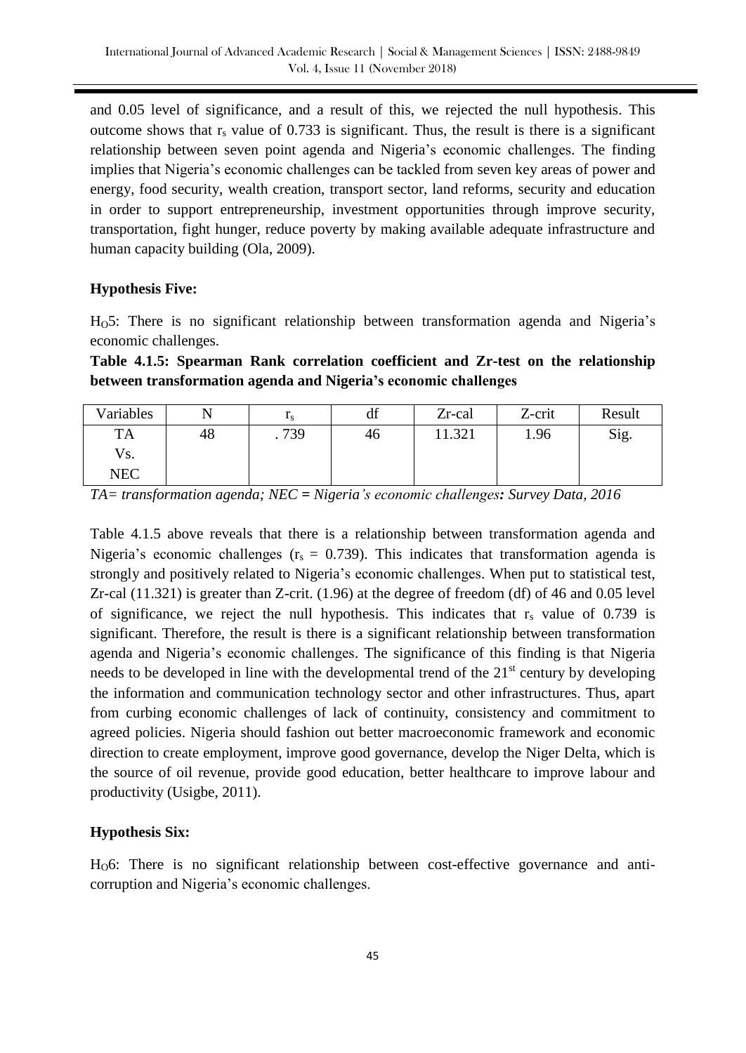and 0.05 level of significance, and a result of this, we rejected the null hypothesis. This outcome shows that $r_s$ value of 0.733 is significant. Thus, the result is there is a significant relationship between seven point agenda and Nigeria's economic challenges. The finding implies that Nigeria's economic challenges can be tackled from seven key areas of power and energy, food security, wealth creation, transport sector, land reforms, security and education in order to support entrepreneurship, investment opportunities through improve security, transportation, fight hunger, reduce poverty by making available adequate infrastructure and human capacity building (Ola, 2009).

**Hypothesis Five:**

$H_O5$: There is no significant relationship between transformation agenda and Nigeria's economic challenges.

**Table 4.1.5: Spearman Rank correlation coefficient and Zr-test on the relationship between transformation agenda and Nigeria's economic challenges**

| Variables | N | $r_s$ | df | Zr-cal | Z-crit | Result |
|---|---|---|---|---|---|---|
| TA Vs. NEC | 48 | . 739 | 46 | 11.321 | 1.96 | Sig. |

*TA= transformation agenda; NEC = Nigeria's economic challenges: Survey Data, 2016*

Table 4.1.5 above reveals that there is a relationship between transformation agenda and Nigeria's economic challenges ($r_s$ = 0.739). This indicates that transformation agenda is strongly and positively related to Nigeria's economic challenges. When put to statistical test, Zr-cal (11.321) is greater than Z-crit. (1.96) at the degree of freedom (df) of 46 and 0.05 level of significance, we reject the null hypothesis. This indicates that $r_s$ value of 0.739 is significant. Therefore, the result is there is a significant relationship between transformation agenda and Nigeria's economic challenges. The significance of this finding is that Nigeria needs to be developed in line with the developmental trend of the 21st century by developing the information and communication technology sector and other infrastructures. Thus, apart from curbing economic challenges of lack of continuity, consistency and commitment to agreed policies. Nigeria should fashion out better macroeconomic framework and economic direction to create employment, improve good governance, develop the Niger Delta, which is the source of oil revenue, provide good education, better healthcare to improve labour and productivity (Usigbe, 2011).

**Hypothesis Six:**

$H_O6$: There is no significant relationship between cost-effective governance and anti-corruption and Nigeria's economic challenges.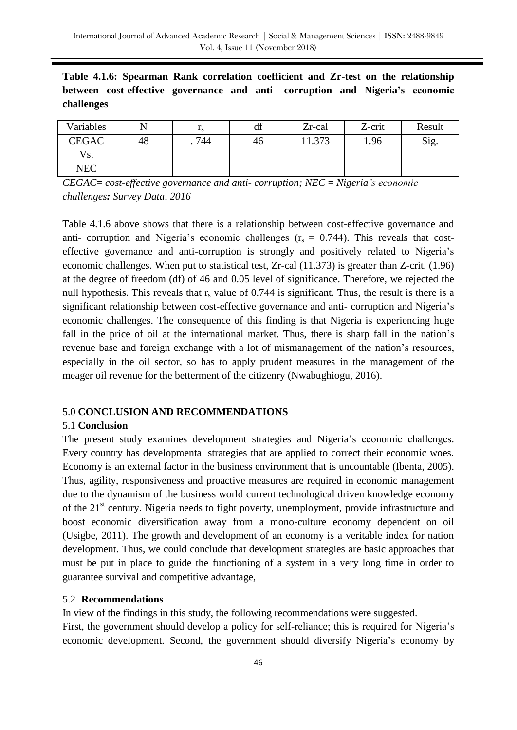**Table 4.1.6: Spearman Rank correlation coefficient and Zr-test on the relationship between cost-effective governance and anti- corruption and Nigeria's economic challenges**

| Variables | N | $r_s$ | df | Zr-cal | Z-crit | Result |
|---|---|---|---|---|---|---|
| CEGAC Vs. NEC | 48 | . 744 | 46 | 11.373 | 1.96 | Sig. |

*CEGAC= cost-effective governance and anti- corruption; NEC = Nigeria's economic challenges: Survey Data, 2016*

Table 4.1.6 above shows that there is a relationship between cost-effective governance and anti- corruption and Nigeria's economic challenges ($r_s$ = 0.744). This reveals that cost-effective governance and anti-corruption is strongly and positively related to Nigeria's economic challenges. When put to statistical test, Zr-cal (11.373) is greater than Z-crit. (1.96) at the degree of freedom (df) of 46 and 0.05 level of significance. Therefore, we rejected the null hypothesis. This reveals that $r_s$ value of 0.744 is significant. Thus, the result is there is a significant relationship between cost-effective governance and anti- corruption and Nigeria's economic challenges. The consequence of this finding is that Nigeria is experiencing huge fall in the price of oil at the international market. Thus, there is sharp fall in the nation's revenue base and foreign exchange with a lot of mismanagement of the nation's resources, especially in the oil sector, so has to apply prudent measures in the management of the meager oil revenue for the betterment of the citizenry (Nwabughiogu, 2016).

## 5.0 CONCLUSION AND RECOMMENDATIONS

### 5.1 Conclusion

The present study examines development strategies and Nigeria's economic challenges. Every country has developmental strategies that are applied to correct their economic woes. Economy is an external factor in the business environment that is uncountable (Ibenta, 2005). Thus, agility, responsiveness and proactive measures are required in economic management due to the dynamism of the business world current technological driven knowledge economy of the 21st century. Nigeria needs to fight poverty, unemployment, provide infrastructure and boost economic diversification away from a mono-culture economy dependent on oil (Usigbe, 2011). The growth and development of an economy is a veritable index for nation development. Thus, we could conclude that development strategies are basic approaches that must be put in place to guide the functioning of a system in a very long time in order to guarantee survival and competitive advantage,

### 5.2 Recommendations

In view of the findings in this study, the following recommendations were suggested.

First, the government should develop a policy for self-reliance; this is required for Nigeria's economic development. Second, the government should diversify Nigeria's economy by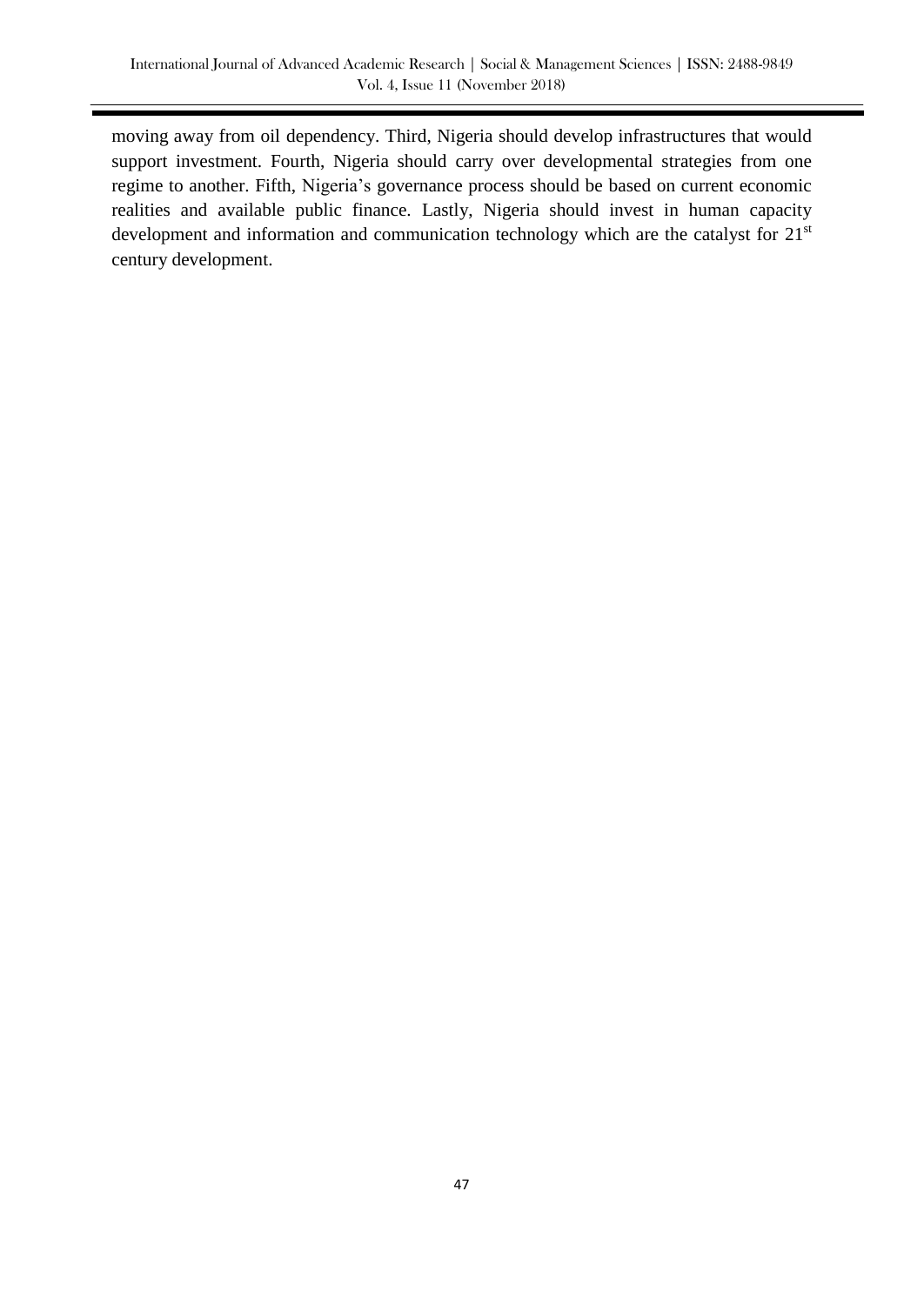moving away from oil dependency. Third, Nigeria should develop infrastructures that would support investment. Fourth, Nigeria should carry over developmental strategies from one regime to another. Fifth, Nigeria's governance process should be based on current economic realities and available public finance. Lastly, Nigeria should invest in human capacity development and information and communication technology which are the catalyst for 21st century development.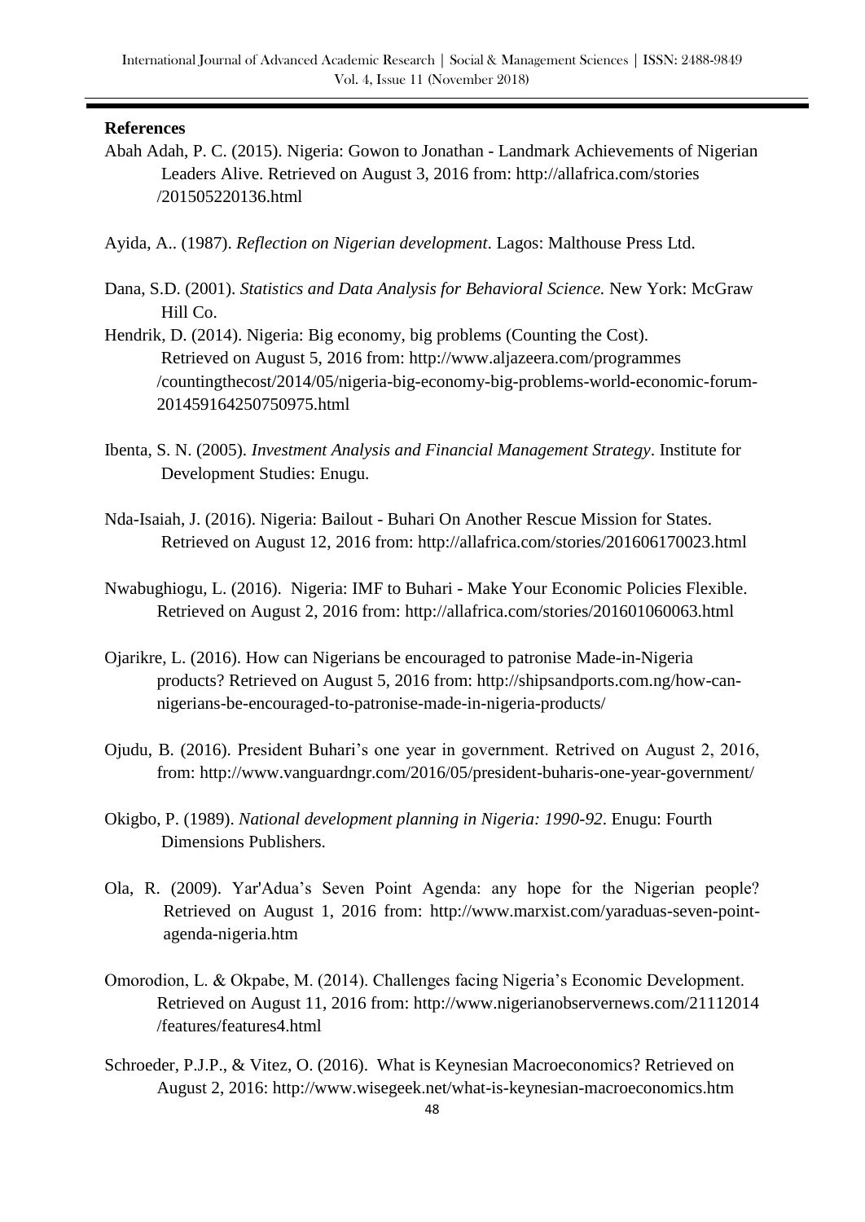## References

Abah Adah, P. C. (2015). Nigeria: Gowon to Jonathan - Landmark Achievements of Nigerian Leaders Alive. Retrieved on August 3, 2016 from: http://allafrica.com/stories /201505220136.html

Ayida, A.. (1987). *Reflection on Nigerian development*. Lagos: Malthouse Press Ltd.

Dana, S.D. (2001). *Statistics and Data Analysis for Behavioral Science.* New York: McGraw Hill Co.

Hendrik, D. (2014). Nigeria: Big economy, big problems (Counting the Cost). Retrieved on August 5, 2016 from: http://www.aljazeera.com/programmes /countingthecost/2014/05/nigeria-big-economy-big-problems-world-economic-forum-201459164250750975.html

Ibenta, S. N. (2005). *Investment Analysis and Financial Management Strategy*. Institute for Development Studies: Enugu.

Nda-Isaiah, J. (2016). Nigeria: Bailout - Buhari On Another Rescue Mission for States. Retrieved on August 12, 2016 from: http://allafrica.com/stories/201606170023.html

Nwabughiogu, L. (2016). Nigeria: IMF to Buhari - Make Your Economic Policies Flexible. Retrieved on August 2, 2016 from: http://allafrica.com/stories/201601060063.html

Ojarikre, L. (2016). How can Nigerians be encouraged to patronise Made-in-Nigeria products? Retrieved on August 5, 2016 from: http://shipsandports.com.ng/how-can-nigerians-be-encouraged-to-patronise-made-in-nigeria-products/

Ojudu, B. (2016). President Buhari's one year in government. Retrived on August 2, 2016, from: http://www.vanguardngr.com/2016/05/president-buharis-one-year-government/

Okigbo, P. (1989). *National development planning in Nigeria: 1990-92*. Enugu: Fourth Dimensions Publishers.

Ola, R. (2009). Yar'Adua's Seven Point Agenda: any hope for the Nigerian people? Retrieved on August 1, 2016 from: http://www.marxist.com/yaraduas-seven-point-agenda-nigeria.htm

Omorodion, L. & Okpabe, M. (2014). Challenges facing Nigeria's Economic Development. Retrieved on August 11, 2016 from: http://www.nigerianobservernews.com/21112014 /features/features4.html

Schroeder, P.J.P., & Vitez, O. (2016). What is Keynesian Macroeconomics? Retrieved on August 2, 2016: http://www.wisegeek.net/what-is-keynesian-macroeconomics.htm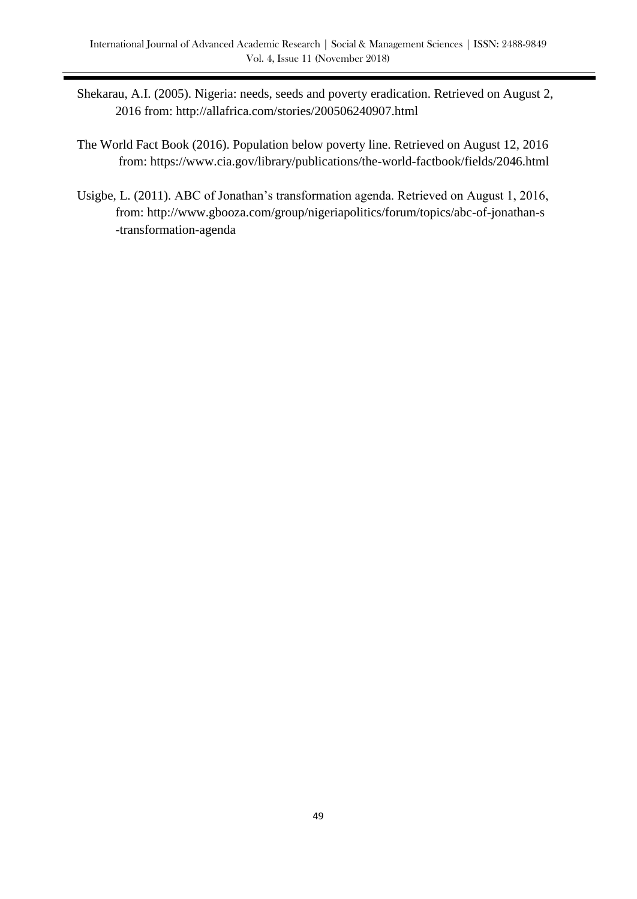Shekarau, A.I. (2005). Nigeria: needs, seeds and poverty eradication. Retrieved on August 2, 2016 from: http://allafrica.com/stories/200506240907.html

The World Fact Book (2016). Population below poverty line. Retrieved on August 12, 2016 from: https://www.cia.gov/library/publications/the-world-factbook/fields/2046.html

Usigbe, L. (2011). ABC of Jonathan's transformation agenda. Retrieved on August 1, 2016, from: http://www.gbooza.com/group/nigeriapolitics/forum/topics/abc-of-jonathan-s-transformation-agenda